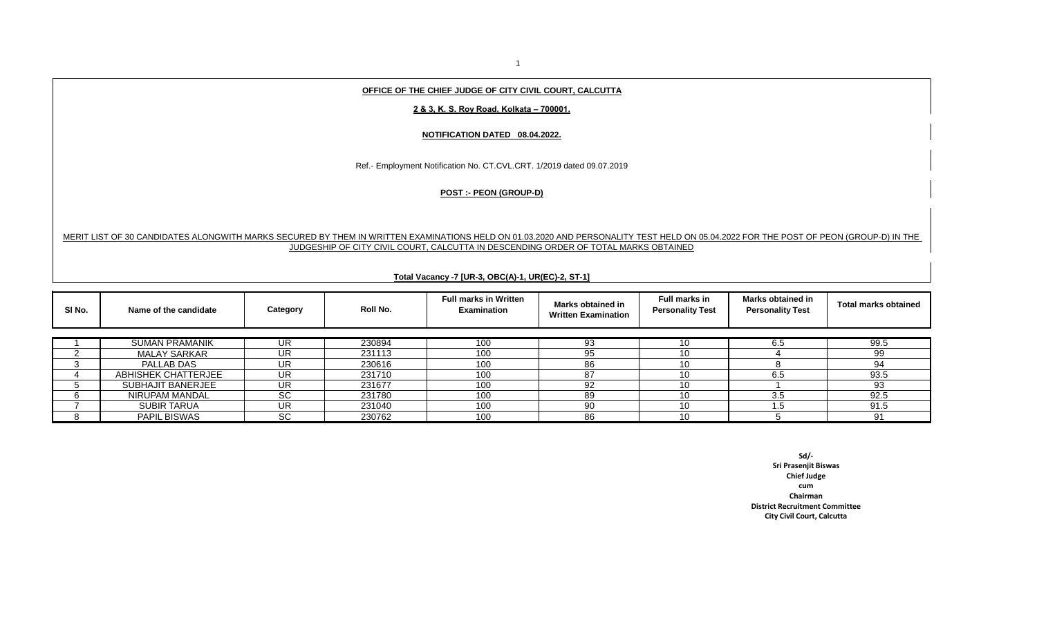**OFFICE OF THE CHIEF JUDGE OF CITY CIVIL COURT, CALCUTTA**

**2 & 3, K. S. Roy Road, Kolkata – 700001.**

**NOTIFICATION DATED 08.04.2022.**

Ref.- Employment Notification No. CT.CVL.CRT. 1/2019 dated 09.07.2019

**POST :- PEON (GROUP-D)**

MERIT LIST OF 30 CANDIDATES ALONGWITH MARKS SECURED BY THEM IN WRITTEN EXAMINATIONS HELD ON 01.03.2020 AND PERSONALITY TEST HELD ON 05.04.2022 FOR THE POST OF PEON (GROUP-D) IN THE JUDGESHIP OF CITY CIVIL COURT, CALCUTTA IN DESCENDING ORDER OF TOTAL MARKS OBTAINED

**Total Vacancy -7 [UR-3, OBC(A)-1, UR(EC)-2, ST-1]**

| Sl No. | Name of the candidate | Category | Roll No. | Full marks in Written Examination | Marks obtained in Written Examination | Full marks in Personality Test | Marks obtained in Personality Test | Total marks obtained |
|---|---|---|---|---|---|---|---|---|
| 1 | SUMAN PRAMANIK | UR | 230894 | 100 | 93 | 10 | 6.5 | 99.5 |
| 2 | MALAY SARKAR | UR | 231113 | 100 | 95 | 10 | 4 | 99 |
| 3 | PALLAB DAS | UR | 230616 | 100 | 86 | 10 | 8 | 94 |
| 4 | ABHISHEK CHATTERJEE | UR | 231710 | 100 | 87 | 10 | 6.5 | 93.5 |
| 5 | SUBHAJIT BANERJEE | UR | 231677 | 100 | 92 | 10 | 1 | 93 |
| 6 | NIRUPAM MANDAL | SC | 231780 | 100 | 89 | 10 | 3.5 | 92.5 |
| 7 | SUBIR TARUA | UR | 231040 | 100 | 90 | 10 | 1.5 | 91.5 |
| 8 | PAPIL BISWAS | SC | 230762 | 100 | 86 | 10 | 5 | 91 |

**Sd/-**
**Sri Prasenjit Biswas**
**Chief Judge**
**cum**
**Chairman**
**District Recruitment Committee**
**City Civil Court, Calcutta**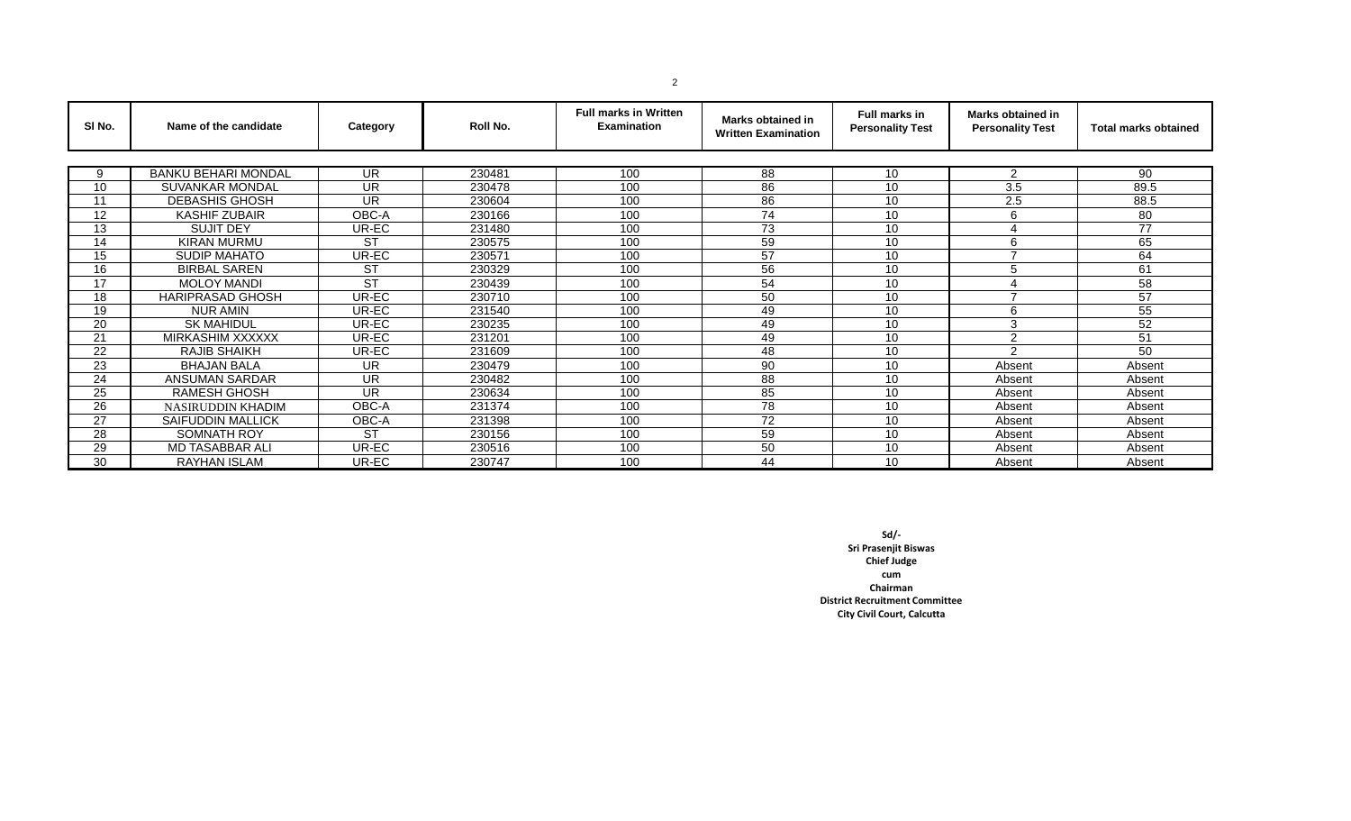| Sl No. | Name of the candidate | Category | Roll No. | Full marks in Written Examination | Marks obtained in Written Examination | Full marks in Personality Test | Marks obtained in Personality Test | Total marks obtained |
|---|---|---|---|---|---|---|---|---|
| 9 | BANKU BEHARI MONDAL | UR | 230481 | 100 | 88 | 10 | 2 | 90 |
| 10 | SUVANKAR MONDAL | UR | 230478 | 100 | 86 | 10 | 3.5 | 89.5 |
| 11 | DEBASHIS GHOSH | UR | 230604 | 100 | 86 | 10 | 2.5 | 88.5 |
| 12 | KASHIF ZUBAIR | OBC-A | 230166 | 100 | 74 | 10 | 6 | 80 |
| 13 | SUJIT DEY | UR-EC | 231480 | 100 | 73 | 10 | 4 | 77 |
| 14 | KIRAN MURMU | ST | 230575 | 100 | 59 | 10 | 6 | 65 |
| 15 | SUDIP MAHATO | UR-EC | 230571 | 100 | 57 | 10 | 7 | 64 |
| 16 | BIRBAL SAREN | ST | 230329 | 100 | 56 | 10 | 5 | 61 |
| 17 | MOLOY MANDI | ST | 230439 | 100 | 54 | 10 | 4 | 58 |
| 18 | HARIPRASAD GHOSH | UR-EC | 230710 | 100 | 50 | 10 | 7 | 57 |
| 19 | NUR AMIN | UR-EC | 231540 | 100 | 49 | 10 | 6 | 55 |
| 20 | SK MAHIDUL | UR-EC | 230235 | 100 | 49 | 10 | 3 | 52 |
| 21 | MIRKASHIM XXXXXX | UR-EC | 231201 | 100 | 49 | 10 | 2 | 51 |
| 22 | RAJIB SHAIKH | UR-EC | 231609 | 100 | 48 | 10 | 2 | 50 |
| 23 | BHAJAN BALA | UR | 230479 | 100 | 90 | 10 | Absent | Absent |
| 24 | ANSUMAN SARDAR | UR | 230482 | 100 | 88 | 10 | Absent | Absent |
| 25 | RAMESH GHOSH | UR | 230634 | 100 | 85 | 10 | Absent | Absent |
| 26 | NASIRUDDIN KHADIM | OBC-A | 231374 | 100 | 78 | 10 | Absent | Absent |
| 27 | SAIFUDDIN MALLICK | OBC-A | 231398 | 100 | 72 | 10 | Absent | Absent |
| 28 | SOMNATH ROY | ST | 230156 | 100 | 59 | 10 | Absent | Absent |
| 29 | MD TASABBAR ALI | UR-EC | 230516 | 100 | 50 | 10 | Absent | Absent |
| 30 | RAYHAN ISLAM | UR-EC | 230747 | 100 | 44 | 10 | Absent | Absent |

**Sd/-**
**Sri Prasenjit Biswas**
**Chief Judge**
**cum**
**Chairman**
**District Recruitment Committee**
**City Civil Court, Calcutta**